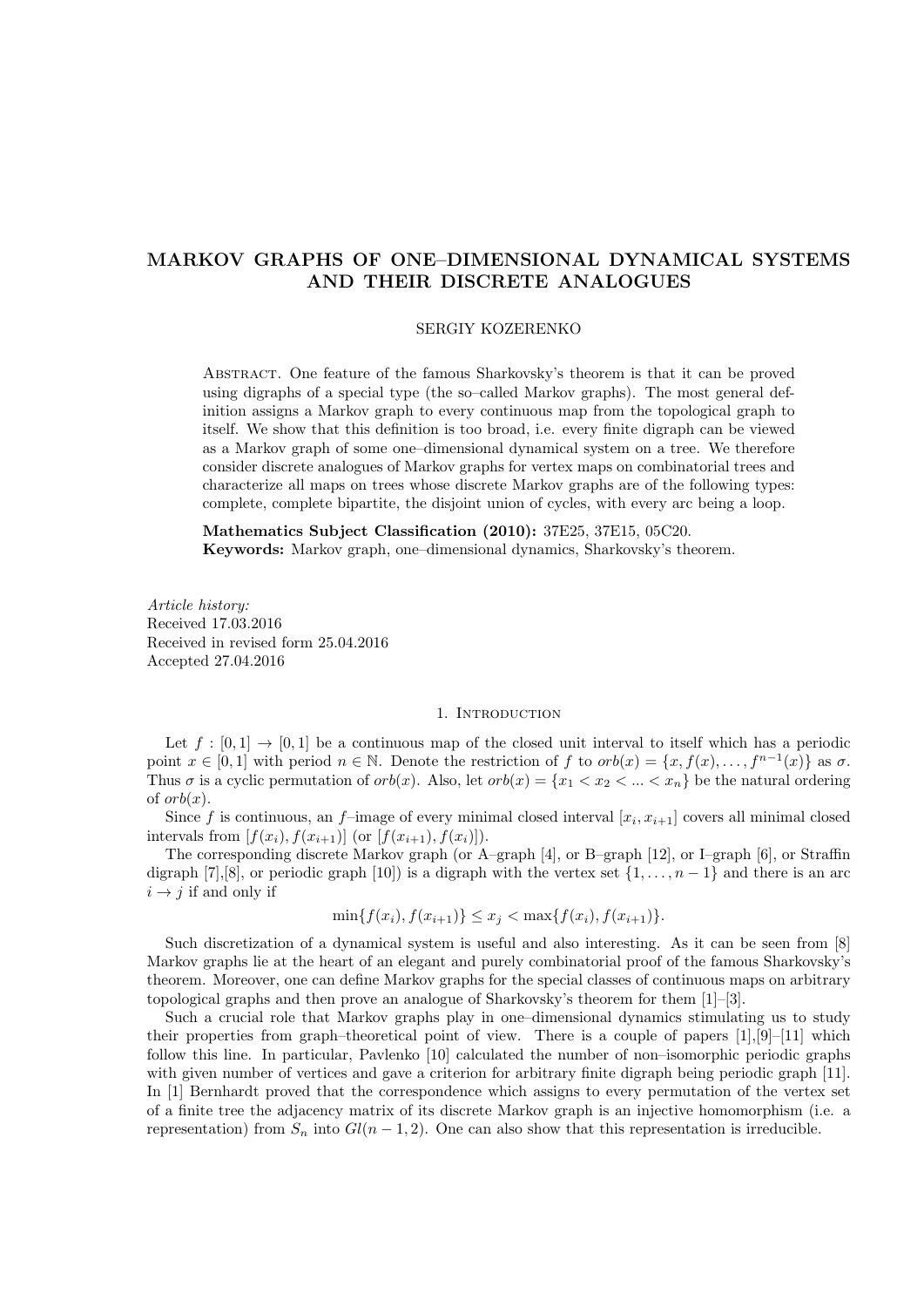# MARKOV GRAPHS OF ONE–DIMENSIONAL DYNAMICAL SYSTEMS AND THEIR DISCRETE ANALOGUES

SERGIY KOZERENKO

Abstract. One feature of the famous Sharkovsky's theorem is that it can be proved using digraphs of a special type (the so–called Markov graphs). The most general definition assigns a Markov graph to every continuous map from the topological graph to itself. We show that this definition is too broad, i.e. every finite digraph can be viewed as a Markov graph of some one–dimensional dynamical system on a tree. We therefore consider discrete analogues of Markov graphs for vertex maps on combinatorial trees and characterize all maps on trees whose discrete Markov graphs are of the following types: complete, complete bipartite, the disjoint union of cycles, with every arc being a loop.

**Mathematics Subject Classification (2010):** 37E25, 37E15, 05C20.
**Keywords:** Markov graph, one–dimensional dynamics, Sharkovsky's theorem.

*Article history:*
Received 17.03.2016
Received in revised form 25.04.2016
Accepted 27.04.2016

## 1. Introduction

Let $f : [0, 1] \to [0, 1]$ be a continuous map of the closed unit interval to itself which has a periodic point $x \in [0, 1]$ with period $n \in \mathbb{N}$. Denote the restriction of $f$ to $orb(x) = \{x, f(x), \ldots, f^{n-1}(x)\}$ as $\sigma$. Thus $\sigma$ is a cyclic permutation of $orb(x)$. Also, let $orb(x) = \{x_1 < x_2 < ... < x_n\}$ be the natural ordering of $orb(x)$.

Since $f$ is continuous, an $f$–image of every minimal closed interval $[x_i, x_{i+1}]$ covers all minimal closed intervals from $[f(x_i), f(x_{i+1})]$ (or $[f(x_{i+1}), f(x_i)]$).

The corresponding discrete Markov graph (or A–graph [4], or B–graph [12], or I–graph [6], or Straffin digraph [7],[8], or periodic graph [10]) is a digraph with the vertex set $\{1, \ldots, n-1\}$ and there is an arc $i \to j$ if and only if

$$\min\{f(x_i), f(x_{i+1})\} \leq x_j < \max\{f(x_i), f(x_{i+1})\}.$$

Such discretization of a dynamical system is useful and also interesting. As it can be seen from [8] Markov graphs lie at the heart of an elegant and purely combinatorial proof of the famous Sharkovsky's theorem. Moreover, one can define Markov graphs for the special classes of continuous maps on arbitrary topological graphs and then prove an analogue of Sharkovsky's theorem for them [1]–[3].

Such a crucial role that Markov graphs play in one–dimensional dynamics stimulating us to study their properties from graph–theoretical point of view. There is a couple of papers [1],[9]–[11] which follow this line. In particular, Pavlenko [10] calculated the number of non–isomorphic periodic graphs with given number of vertices and gave a criterion for arbitrary finite digraph being periodic graph [11]. In [1] Bernhardt proved that the correspondence which assigns to every permutation of the vertex set of a finite tree the adjacency matrix of its discrete Markov graph is an injective homomorphism (i.e. a representation) from $S_n$ into $Gl(n-1, 2)$. One can also show that this representation is irreducible.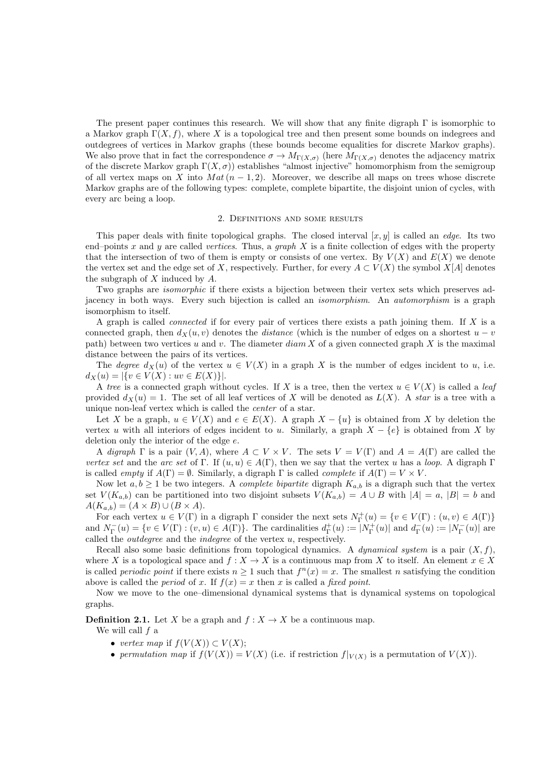The present paper continues this research. We will show that any finite digraph $\Gamma$ is isomorphic to a Markov graph $\Gamma(X, f)$, where $X$ is a topological tree and then present some bounds on indegrees and outdegrees of vertices in Markov graphs (these bounds become equalities for discrete Markov graphs). We also prove that in fact the correspondence $\sigma \to M_{\Gamma(X,\sigma)}$ (here $M_{\Gamma(X,\sigma)}$ denotes the adjacency matrix of the discrete Markov graph $\Gamma(X, \sigma)$) establishes "almost injective" homomorphism from the semigroup of all vertex maps on $X$ into $Mat\,(n-1, 2)$. Moreover, we describe all maps on trees whose discrete Markov graphs are of the following types: complete, complete bipartite, the disjoint union of cycles, with every arc being a loop.

## 2. Definitions and some results

This paper deals with finite topological graphs. The closed interval $[x, y]$ is called an *edge*. Its two end–points $x$ and $y$ are called *vertices*. Thus, a *graph* $X$ is a finite collection of edges with the property that the intersection of two of them is empty or consists of one vertex. By $V(X)$ and $E(X)$ we denote the vertex set and the edge set of $X$, respectively. Further, for every $A \subset V(X)$ the symbol $X[A]$ denotes the subgraph of $X$ induced by $A$.

Two graphs are *isomorphic* if there exists a bijection between their vertex sets which preserves adjacency in both ways. Every such bijection is called an *isomorphism*. An *automorphism* is a graph isomorphism to itself.

A graph is called *connected* if for every pair of vertices there exists a path joining them. If $X$ is a connected graph, then $d_X(u, v)$ denotes the *distance* (which is the number of edges on a shortest $u - v$ path) between two vertices $u$ and $v$. The diameter $diam\,X$ of a given connected graph $X$ is the maximal distance between the pairs of its vertices.

The *degree* $d_X(u)$ of the vertex $u \in V(X)$ in a graph $X$ is the number of edges incident to $u$, i.e. $d_X(u) = |\{v \in V(X) : uv \in E(X)\}|$.

A *tree* is a connected graph without cycles. If $X$ is a tree, then the vertex $u \in V(X)$ is called a *leaf* provided $d_X(u) = 1$. The set of all leaf vertices of $X$ will be denoted as $L(X)$. A *star* is a tree with a unique non-leaf vertex which is called the *center* of a star.

Let $X$ be a graph, $u \in V(X)$ and $e \in E(X)$. A graph $X - \{u\}$ is obtained from $X$ by deletion the vertex $u$ with all interiors of edges incident to $u$. Similarly, a graph $X - \{e\}$ is obtained from $X$ by deletion only the interior of the edge $e$.

A *digraph* $\Gamma$ is a pair $(V, A)$, where $A \subset V \times V$. The sets $V = V(\Gamma)$ and $A = A(\Gamma)$ are called the *vertex set* and the *arc set* of $\Gamma$. If $(u, u) \in A(\Gamma)$, then we say that the vertex $u$ has a *loop*. A digraph $\Gamma$ is called *empty* if $A(\Gamma) = \emptyset$. Similarly, a digraph $\Gamma$ is called *complete* if $A(\Gamma) = V \times V$.

Now let $a, b \geq 1$ be two integers. A *complete bipartite* digraph $K_{a,b}$ is a digraph such that the vertex set $V(K_{a,b})$ can be partitioned into two disjoint subsets $V(K_{a,b}) = A \cup B$ with $|A| = a$, $|B| = b$ and $A(K_{a,b}) = (A \times B) \cup (B \times A)$.

For each vertex $u \in V(\Gamma)$ in a digraph $\Gamma$ consider the next sets $N^+_\Gamma(u) = \{v \in V(\Gamma) : (u, v) \in A(\Gamma)\}$ and $N^-_\Gamma(u) = \{v \in V(\Gamma) : (v, u) \in A(\Gamma)\}$. The cardinalities $d^+_\Gamma(u) := |N^+_\Gamma(u)|$ and $d^-_\Gamma(u) := |N^-_\Gamma(u)|$ are called the *outdegree* and the *indegree* of the vertex $u$, respectively.

Recall also some basic definitions from topological dynamics. A *dynamical system* is a pair $(X, f)$, where $X$ is a topological space and $f : X \to X$ is a continuous map from $X$ to itself. An element $x \in X$ is called *periodic point* if there exists $n \geq 1$ such that $f^n(x) = x$. The smallest $n$ satisfying the condition above is called the *period* of $x$. If $f(x) = x$ then $x$ is called a *fixed point*.

Now we move to the one–dimensional dynamical systems that is dynamical systems on topological graphs.

**Definition 2.1.** Let $X$ be a graph and $f : X \to X$ be a continuous map.

We will call $f$ a

- *vertex map* if $f(V(X)) \subset V(X)$;
- *permutation map* if $f(V(X)) = V(X)$ (i.e. if restriction $f|_{V(X)}$ is a permutation of $V(X)$).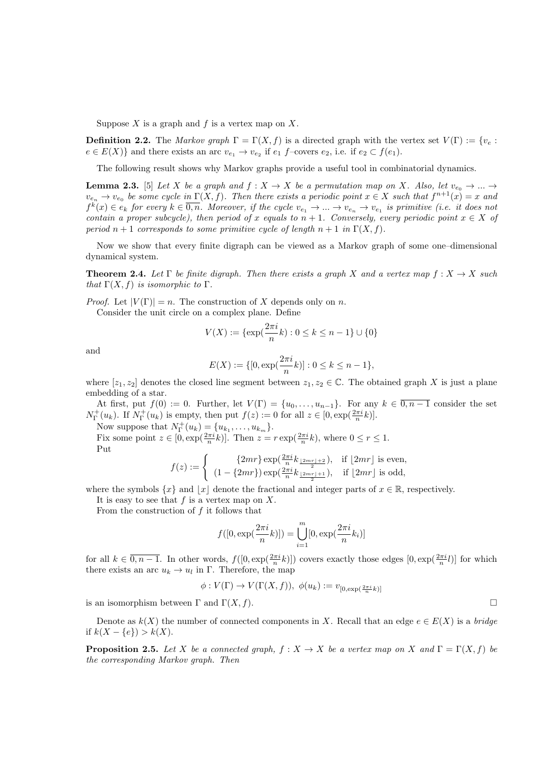Suppose $X$ is a graph and $f$ is a vertex map on $X$.

**Definition 2.2.** The *Markov graph* $\Gamma = \Gamma(X, f)$ is a directed graph with the vertex set $V(\Gamma) := \{v_e : e \in E(X)\}$ and there exists an arc $v_{e_1} \to v_{e_2}$ if $e_1$ $f$–covers $e_2$, i.e. if $e_2 \subset f(e_1)$.

The following result shows why Markov graphs provide a useful tool in combinatorial dynamics.

**Lemma 2.3.** [5] *Let $X$ be a graph and $f : X \to X$ be a permutation map on $X$. Also, let $v_{e_0} \to ... \to v_{e_n} \to v_{e_0}$ be some cycle in $\Gamma(X, f)$. Then there exists a periodic point $x \in X$ such that $f^{n+1}(x) = x$ and $f^k(x) \in e_k$ for every $k \in \overline{0, n}$. Moreover, if the cycle $v_{e_1} \to ... \to v_{e_n} \to v_{e_1}$ is primitive (i.e. it does not contain a proper subcycle), then period of $x$ equals to $n + 1$. Conversely, every periodic point $x \in X$ of period $n + 1$ corresponds to some primitive cycle of length $n + 1$ in $\Gamma(X, f)$.*

Now we show that every finite digraph can be viewed as a Markov graph of some one–dimensional dynamical system.

**Theorem 2.4.** *Let $\Gamma$ be finite digraph. Then there exists a graph $X$ and a vertex map $f : X \to X$ such that $\Gamma(X, f)$ is isomorphic to $\Gamma$.*

*Proof.* Let $|V(\Gamma)| = n$. The construction of $X$ depends only on $n$.

Consider the unit circle on a complex plane. Define

$$V(X) := \{\exp(\frac{2\pi i}{n}k) : 0 \le k \le n-1\} \cup \{0\}$$

and

$$E(X) := \{[0, \exp(\frac{2\pi i}{n}k)] : 0 \le k \le n-1\},$$

where $[z_1, z_2]$ denotes the closed line segment between $z_1, z_2 \in \mathbb{C}$. The obtained graph $X$ is just a plane embedding of a star.

At first, put $f(0) := 0$. Further, let $V(\Gamma) = \{u_0, \dots, u_{n-1}\}$. For any $k \in \overline{0, n-1}$ consider the set $N^+_\Gamma(u_k)$. If $N^+_\Gamma(u_k)$ is empty, then put $f(z) := 0$ for all $z \in [0, \exp(\frac{2\pi i}{n}k)]$.

Now suppose that $N^+_\Gamma(u_k) = \{u_{k_1}, \dots, u_{k_m}\}$.

Fix some point $z \in [0, \exp(\frac{2\pi i}{n}k)]$. Then $z = r\exp(\frac{2\pi i}{n}k)$, where $0 \le r \le 1$.

Put

$$f(z) := \begin{cases} \{2mr\}\exp(\frac{2\pi i}{n}k_{\frac{\lfloor 2mr \rfloor + 2}{2}}), & \text{if } \lfloor 2mr \rfloor \text{ is even,} \\ (1 - \{2mr\})\exp(\frac{2\pi i}{n}k_{\frac{\lfloor 2mr \rfloor + 1}{2}}), & \text{if } \lfloor 2mr \rfloor \text{ is odd,} \end{cases}$$

where the symbols $\{x\}$ and $\lfloor x \rfloor$ denote the fractional and integer parts of $x \in \mathbb{R}$, respectively.

It is easy to see that $f$ is a vertex map on $X$.

From the construction of $f$ it follows that

$$f([0, \exp(\frac{2\pi i}{n}k)]) = \bigcup_{i=1}^{m} [0, \exp(\frac{2\pi i}{n}k_i)]$$

for all $k \in \overline{0, n-1}$. In other words, $f([0, \exp(\frac{2\pi i}{n}k)])$ covers exactly those edges $[0, \exp(\frac{2\pi i}{n}l)]$ for which there exists an arc $u_k \to u_l$ in $\Gamma$. Therefore, the map

$$\phi : V(\Gamma) \to V(\Gamma(X, f)),\ \phi(u_k) := v_{[0, \exp(\frac{2\pi i}{n}k)]}$$

is an isomorphism between $\Gamma$ and $\Gamma(X, f)$. $\square$

Denote as $k(X)$ the number of connected components in $X$. Recall that an edge $e \in E(X)$ is a *bridge* if $k(X - \{e\}) > k(X)$.

**Proposition 2.5.** *Let $X$ be a connected graph, $f : X \to X$ be a vertex map on $X$ and $\Gamma = \Gamma(X, f)$ be the corresponding Markov graph. Then*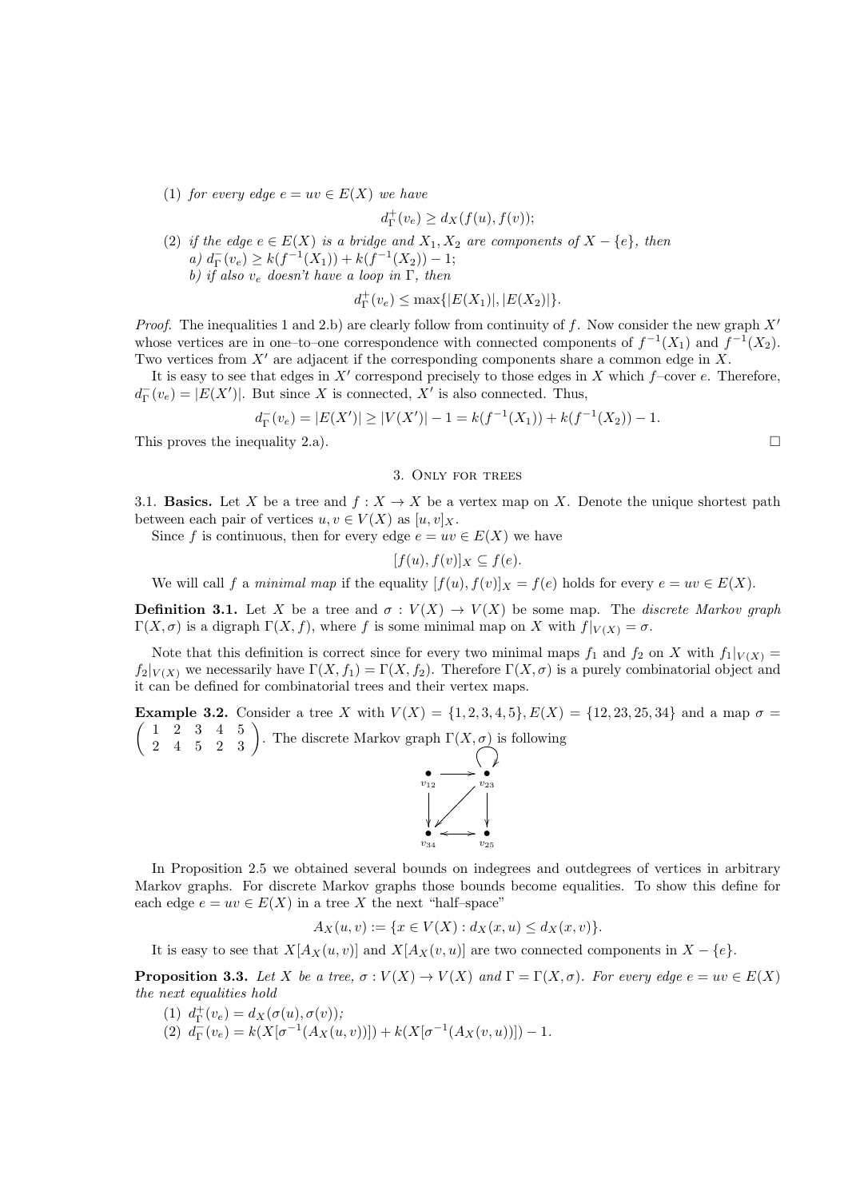(1) *for every edge $e = uv \in E(X)$ we have*

$$d^+_\Gamma(v_e) \geq d_X(f(u), f(v));$$

(2) *if the edge $e \in E(X)$ is a bridge and $X_1, X_2$ are components of $X - \{e\}$, then*
   *a) $d^-_\Gamma(v_e) \geq k(f^{-1}(X_1)) + k(f^{-1}(X_2)) - 1$;*
   *b) if also $v_e$ doesn't have a loop in $\Gamma$, then*

$$d^+_\Gamma(v_e) \leq \max\{|E(X_1)|, |E(X_2)|\}.$$

*Proof.* The inequalities 1 and 2.b) are clearly follow from continuity of $f$. Now consider the new graph $X'$ whose vertices are in one–to–one correspondence with connected components of $f^{-1}(X_1)$ and $f^{-1}(X_2)$. Two vertices from $X'$ are adjacent if the corresponding components share a common edge in $X$.

It is easy to see that edges in $X'$ correspond precisely to those edges in $X$ which $f$–cover $e$. Therefore, $d^-_\Gamma(v_e) = |E(X')|$. But since $X$ is connected, $X'$ is also connected. Thus,

$$d^-_\Gamma(v_e) = |E(X')| \geq |V(X')| - 1 = k(f^{-1}(X_1)) + k(f^{-1}(X_2)) - 1.$$

This proves the inequality 2.a). □

## 3. Only for trees

3.1. **Basics.** Let $X$ be a tree and $f : X \to X$ be a vertex map on $X$. Denote the unique shortest path between each pair of vertices $u, v \in V(X)$ as $[u, v]_X$.

Since $f$ is continuous, then for every edge $e = uv \in E(X)$ we have

$$[f(u), f(v)]_X \subseteq f(e).$$

We will call $f$ a *minimal map* if the equality $[f(u), f(v)]_X = f(e)$ holds for every $e = uv \in E(X)$.

**Definition 3.1.** Let $X$ be a tree and $\sigma : V(X) \to V(X)$ be some map. The *discrete Markov graph* $\Gamma(X, \sigma)$ is a digraph $\Gamma(X, f)$, where $f$ is some minimal map on $X$ with $f|_{V(X)} = \sigma$.

Note that this definition is correct since for every two minimal maps $f_1$ and $f_2$ on $X$ with $f_1|_{V(X)} = f_2|_{V(X)}$ we necessarily have $\Gamma(X, f_1) = \Gamma(X, f_2)$. Therefore $\Gamma(X, \sigma)$ is a purely combinatorial object and it can be defined for combinatorial trees and their vertex maps.

**Example 3.2.** Consider a tree $X$ with $V(X) = \{1, 2, 3, 4, 5\}, E(X) = \{12, 23, 25, 34\}$ and a map $\sigma = \begin{pmatrix} 1 & 2 & 3 & 4 & 5 \\ 2 & 4 & 5 & 2 & 3 \end{pmatrix}$. The discrete Markov graph $\Gamma(X, \sigma)$ is following

In Proposition 2.5 we obtained several bounds on indegrees and outdegrees of vertices in arbitrary Markov graphs. For discrete Markov graphs those bounds become equalities. To show this define for each edge $e = uv \in E(X)$ in a tree $X$ the next "half–space"

$$A_X(u, v) := \{x \in V(X) : d_X(x, u) \leq d_X(x, v)\}.$$

It is easy to see that $X[A_X(u, v)]$ and $X[A_X(v, u)]$ are two connected components in $X - \{e\}$.

**Proposition 3.3.** *Let $X$ be a tree, $\sigma : V(X) \to V(X)$ and $\Gamma = \Gamma(X, \sigma)$. For every edge $e = uv \in E(X)$ the next equalities hold*

(1) $d^+_\Gamma(v_e) = d_X(\sigma(u), \sigma(v))$;
(2) $d^-_\Gamma(v_e) = k(X[\sigma^{-1}(A_X(u, v))]) + k(X[\sigma^{-1}(A_X(v, u))]) - 1$.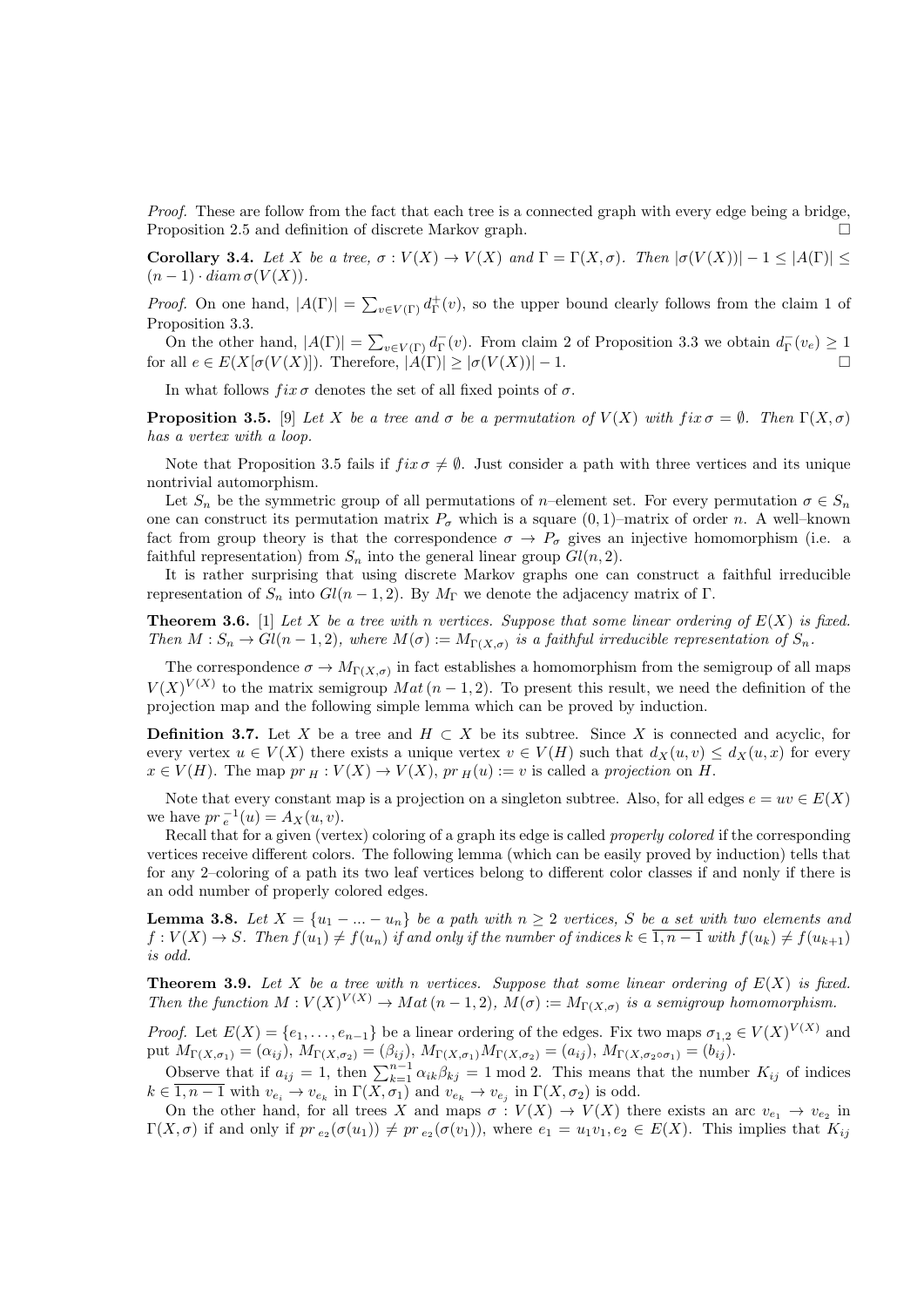*Proof.* These are follow from the fact that each tree is a connected graph with every edge being a bridge, Proposition 2.5 and definition of discrete Markov graph. □

**Corollary 3.4.** *Let $X$ be a tree, $\sigma : V(X) \to V(X)$ and $\Gamma = \Gamma(X, \sigma)$. Then $|\sigma(V(X))| - 1 \leq |A(\Gamma)| \leq (n-1) \cdot diam\, \sigma(V(X))$.*

*Proof.* On one hand, $|A(\Gamma)| = \sum_{v \in V(\Gamma)} d^+_\Gamma(v)$, so the upper bound clearly follows from the claim 1 of Proposition 3.3.

On the other hand, $|A(\Gamma)| = \sum_{v \in V(\Gamma)} d^-_\Gamma(v)$. From claim 2 of Proposition 3.3 we obtain $d^-_\Gamma(v_e) \geq 1$ for all $e \in E(X[\sigma(V(X)])$. Therefore, $|A(\Gamma)| \geq |\sigma(V(X))| - 1$. □

In what follows $fix\, \sigma$ denotes the set of all fixed points of $\sigma$.

**Proposition 3.5.** [9] *Let $X$ be a tree and $\sigma$ be a permutation of $V(X)$ with $fix\, \sigma = \emptyset$. Then $\Gamma(X, \sigma)$ has a vertex with a loop.*

Note that Proposition 3.5 fails if $fix\, \sigma \neq \emptyset$. Just consider a path with three vertices and its unique nontrivial automorphism.

Let $S_n$ be the symmetric group of all permutations of $n$–element set. For every permutation $\sigma \in S_n$ one can construct its permutation matrix $P_\sigma$ which is a square $(0,1)$–matrix of order $n$. A well–known fact from group theory is that the correspondence $\sigma \to P_\sigma$ gives an injective homomorphism (i.e. a faithful representation) from $S_n$ into the general linear group $Gl(n, 2)$.

It is rather surprising that using discrete Markov graphs one can construct a faithful irreducible representation of $S_n$ into $Gl(n-1, 2)$. By $M_\Gamma$ we denote the adjacency matrix of $\Gamma$.

**Theorem 3.6.** [1] *Let $X$ be a tree with $n$ vertices. Suppose that some linear ordering of $E(X)$ is fixed. Then $M : S_n \to Gl(n-1, 2)$, where $M(\sigma) := M_{\Gamma(X,\sigma)}$ is a faithful irreducible representation of $S_n$.*

The correspondence $\sigma \to M_{\Gamma(X,\sigma)}$ in fact establishes a homomorphism from the semigroup of all maps $V(X)^{V(X)}$ to the matrix semigroup $Mat\,(n-1, 2)$. To present this result, we need the definition of the projection map and the following simple lemma which can be proved by induction.

**Definition 3.7.** Let $X$ be a tree and $H \subset X$ be its subtree. Since $X$ is connected and acyclic, for every vertex $u \in V(X)$ there exists a unique vertex $v \in V(H)$ such that $d_X(u, v) \leq d_X(u, x)$ for every $x \in V(H)$. The map $pr_H : V(X) \to V(X)$, $pr_H(u) := v$ is called a *projection* on $H$.

Note that every constant map is a projection on a singleton subtree. Also, for all edges $e = uv \in E(X)$ we have $pr_e^{-1}(u) = A_X(u, v)$.

Recall that for a given (vertex) coloring of a graph its edge is called *properly colored* if the corresponding vertices receive different colors. The following lemma (which can be easily proved by induction) tells that for any 2–coloring of a path its two leaf vertices belong to different color classes if and nonly if there is an odd number of properly colored edges.

**Lemma 3.8.** *Let $X = \{u_1 - ... - u_n\}$ be a path with $n \geq 2$ vertices, $S$ be a set with two elements and $f : V(X) \to S$. Then $f(u_1) \neq f(u_n)$ if and only if the number of indices $k \in \overline{1, n-1}$ with $f(u_k) \neq f(u_{k+1})$ is odd.*

**Theorem 3.9.** *Let $X$ be a tree with $n$ vertices. Suppose that some linear ordering of $E(X)$ is fixed. Then the function $M : V(X)^{V(X)} \to Mat\,(n-1, 2)$, $M(\sigma) := M_{\Gamma(X,\sigma)}$ is a semigroup homomorphism.*

*Proof.* Let $E(X) = \{e_1, \ldots, e_{n-1}\}$ be a linear ordering of the edges. Fix two maps $\sigma_{1,2} \in V(X)^{V(X)}$ and put $M_{\Gamma(X,\sigma_1)} = (\alpha_{ij})$, $M_{\Gamma(X,\sigma_2)} = (\beta_{ij})$, $M_{\Gamma(X,\sigma_1)} M_{\Gamma(X,\sigma_2)} = (a_{ij})$, $M_{\Gamma(X,\sigma_2 \circ \sigma_1)} = (b_{ij})$.

Observe that if $a_{ij} = 1$, then $\sum_{k=1}^{n-1} \alpha_{ik}\beta_{kj} = 1 \bmod 2$. This means that the number $K_{ij}$ of indices $k \in \overline{1, n-1}$ with $v_{e_i} \to v_{e_k}$ in $\Gamma(X, \sigma_1)$ and $v_{e_k} \to v_{e_j}$ in $\Gamma(X, \sigma_2)$ is odd.

On the other hand, for all trees $X$ and maps $\sigma : V(X) \to V(X)$ there exists an arc $v_{e_1} \to v_{e_2}$ in $\Gamma(X, \sigma)$ if and only if $pr_{e_2}(\sigma(u_1)) \neq pr_{e_2}(\sigma(v_1))$, where $e_1 = u_1v_1, e_2 \in E(X)$. This implies that $K_{ij}$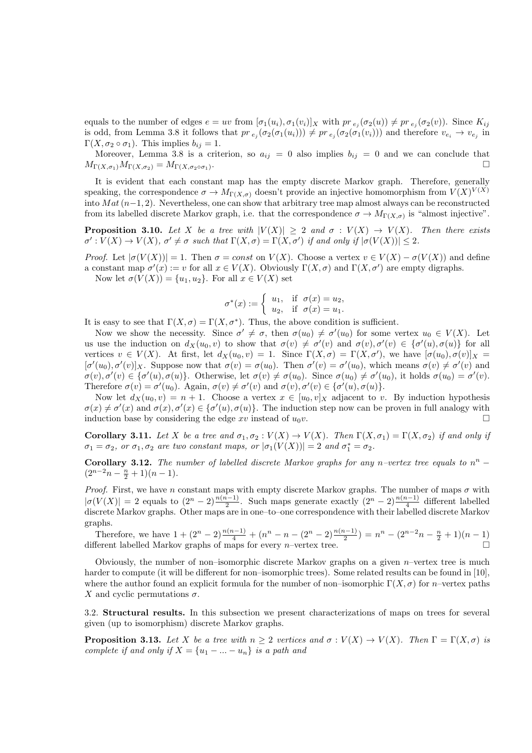equals to the number of edges $e = uv$ from $[\sigma_1(u_i), \sigma_1(v_i)]_X$ with $pr_{e_j}(\sigma_2(u)) \neq pr_{e_j}(\sigma_2(v))$. Since $K_{ij}$ is odd, from Lemma 3.8 it follows that $pr_{e_j}(\sigma_2(\sigma_1(u_i))) \neq pr_{e_j}(\sigma_2(\sigma_1(v_i)))$ and therefore $v_{e_i} \to v_{e_j}$ in $\Gamma(X, \sigma_2 \circ \sigma_1)$. This implies $b_{ij} = 1$.

Moreover, Lemma 3.8 is a criterion, so $a_{ij} = 0$ also implies $b_{ij} = 0$ and we can conclude that $M_{\Gamma(X,\sigma_1)} M_{\Gamma(X,\sigma_2)} = M_{\Gamma(X,\sigma_2\circ\sigma_1)}$. □

It is evident that each constant map has the empty discrete Markov graph. Therefore, generally speaking, the correspondence $\sigma \to M_{\Gamma(X,\sigma)}$ doesn't provide an injective homomorphism from $V(X)^{V(X)}$ into $Mat\,(n-1, 2)$. Nevertheless, one can show that arbitrary tree map almost always can be reconstructed from its labelled discrete Markov graph, i.e. that the correspondence $\sigma \to M_{\Gamma(X,\sigma)}$ is "almost injective".

**Proposition 3.10.** *Let $X$ be a tree with $|V(X)| \geq 2$ and $\sigma : V(X) \to V(X)$. Then there exists $\sigma' : V(X) \to V(X)$, $\sigma' \neq \sigma$ such that $\Gamma(X, \sigma) = \Gamma(X, \sigma')$ if and only if $|\sigma(V(X))| \leq 2$.*

*Proof.* Let $|\sigma(V(X))| = 1$. Then $\sigma = const$ on $V(X)$. Choose a vertex $v \in V(X) - \sigma(V(X))$ and define a constant map $\sigma'(x) := v$ for all $x \in V(X)$. Obviously $\Gamma(X, \sigma)$ and $\Gamma(X, \sigma')$ are empty digraphs.

Now let $\sigma(V(X)) = \{u_1, u_2\}$. For all $x \in V(X)$ set

$$\sigma^*(x) := \begin{cases} u_1, & \text{if } \sigma(x) = u_2, \\ u_2, & \text{if } \sigma(x) = u_1. \end{cases}$$

It is easy to see that $\Gamma(X, \sigma) = \Gamma(X, \sigma^*)$. Thus, the above condition is sufficient.

Now we show the necessity. Since $\sigma' \neq \sigma$, then $\sigma(u_0) \neq \sigma'(u_0)$ for some vertex $u_0 \in V(X)$. Let us use the induction on $d_X(u_0, v)$ to show that $\sigma(v) \neq \sigma'(v)$ and $\sigma(v), \sigma'(v) \in \{\sigma'(u), \sigma(u)\}$ for all vertices $v \in V(X)$. At first, let $d_X(u_0, v) = 1$. Since $\Gamma(X, \sigma) = \Gamma(X, \sigma')$, we have $[\sigma(u_0), \sigma(v)]_X = [\sigma'(u_0), \sigma'(v)]_X$. Suppose now that $\sigma(v) = \sigma(u_0)$. Then $\sigma'(v) = \sigma'(u_0)$, which means $\sigma(v) \neq \sigma'(v)$ and $\sigma(v), \sigma'(v) \in \{\sigma'(u), \sigma(u)\}$. Otherwise, let $\sigma(v) \neq \sigma(u_0)$. Since $\sigma(u_0) \neq \sigma'(u_0)$, it holds $\sigma(u_0) = \sigma'(v)$. Therefore $\sigma(v) = \sigma'(u_0)$. Again, $\sigma(v) \neq \sigma'(v)$ and $\sigma(v), \sigma'(v) \in \{\sigma'(u), \sigma(u)\}$.

Now let $d_X(u_0, v) = n + 1$. Choose a vertex $x \in [u_0, v]_X$ adjacent to $v$. By induction hypothesis $\sigma(x) \neq \sigma'(x)$ and $\sigma(x), \sigma'(x) \in \{\sigma'(u), \sigma(u)\}$. The induction step now can be proven in full analogy with induction base by considering the edge $xv$ instead of $u_0v$. □

**Corollary 3.11.** *Let $X$ be a tree and $\sigma_1, \sigma_2 : V(X) \to V(X)$. Then $\Gamma(X, \sigma_1) = \Gamma(X, \sigma_2)$ if and only if $\sigma_1 = \sigma_2$, or $\sigma_1, \sigma_2$ are two constant maps, or $|\sigma_1(V(X))| = 2$ and $\sigma_1^* = \sigma_2$.*

**Corollary 3.12.** *The number of labelled discrete Markov graphs for any $n$–vertex tree equals to $n^n - (2^{n-2}n - \frac{n}{2} + 1)(n-1)$.*

*Proof.* First, we have $n$ constant maps with empty discrete Markov graphs. The number of maps $\sigma$ with $|\sigma(V(X))| = 2$ equals to $(2^n - 2)\frac{n(n-1)}{2}$. Such maps generate exactly $(2^n - 2)\frac{n(n-1)}{4}$ different labelled discrete Markov graphs. Other maps are in one–to–one correspondence with their labelled discrete Markov graphs.

Therefore, we have $1 + (2^n - 2)\frac{n(n-1)}{4} + (n^n - n - (2^n - 2)\frac{n(n-1)}{2}) = n^n - (2^{n-2}n - \frac{n}{2} + 1)(n-1)$ different labelled Markov graphs of maps for every $n$–vertex tree. □

Obviously, the number of non–isomorphic discrete Markov graphs on a given $n$–vertex tree is much harder to compute (it will be different for non–isomorphic trees). Some related results can be found in [10], where the author found an explicit formula for the number of non–isomorphic $\Gamma(X, \sigma)$ for $n$–vertex paths $X$ and cyclic permutations $\sigma$.

3.2. **Structural results.** In this subsection we present characterizations of maps on trees for several given (up to isomorphism) discrete Markov graphs.

**Proposition 3.13.** *Let $X$ be a tree with $n \geq 2$ vertices and $\sigma : V(X) \to V(X)$. Then $\Gamma = \Gamma(X, \sigma)$ is complete if and only if $X = \{u_1 - ... - u_n\}$ is a path and*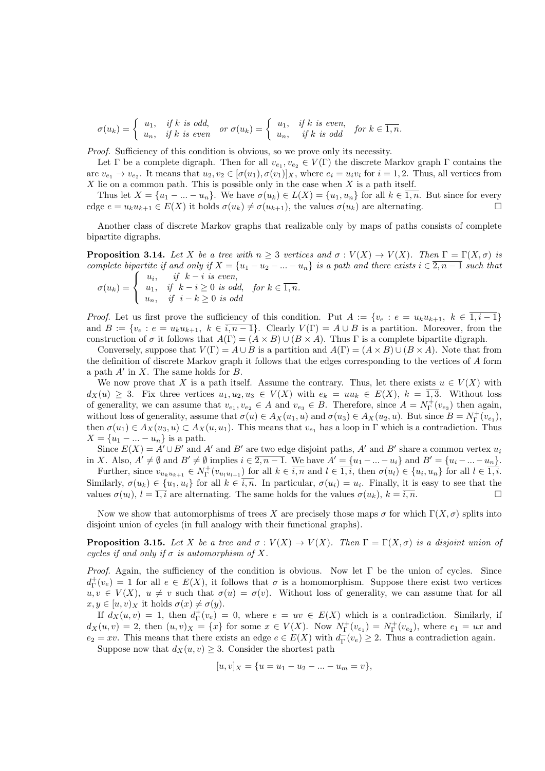$$\sigma(u_k) = \begin{cases} u_1, & \text{if } k \text{ is odd,} \\ u_n, & \text{if } k \text{ is even} \end{cases} \quad \text{or } \sigma(u_k) = \begin{cases} u_1, & \text{if } k \text{ is even,} \\ u_n, & \text{if } k \text{ is odd} \end{cases} \quad \text{for } k \in \overline{1,n}.$$

*Proof.* Sufficiency of this condition is obvious, so we prove only its necessity.

Let $\Gamma$ be a complete digraph. Then for all $v_{e_1}, v_{e_2} \in V(\Gamma)$ the discrete Markov graph $\Gamma$ contains the arc $v_{e_1} \to v_{e_2}$. It means that $u_2, v_2 \in [\sigma(u_1), \sigma(v_1)]_X$, where $e_i = u_i v_i$ for $i = 1, 2$. Thus, all vertices from $X$ lie on a common path. This is possible only in the case when $X$ is a path itself.

Thus let $X = \{u_1 - ... - u_n\}$. We have $\sigma(u_k) \in L(X) = \{u_1, u_n\}$ for all $k \in \overline{1,n}$. But since for every edge $e = u_k u_{k+1} \in E(X)$ it holds $\sigma(u_k) \neq \sigma(u_{k+1})$, the values $\sigma(u_k)$ are alternating. $\square$

Another class of discrete Markov graphs that realizable only by maps of paths consists of complete bipartite digraphs.

**Proposition 3.14.** *Let $X$ be a tree with $n \geq 3$ vertices and $\sigma : V(X) \to V(X)$. Then $\Gamma = \Gamma(X, \sigma)$ is complete bipartite if and only if $X = \{u_1 - u_2 - ... - u_n\}$ is a path and there exists $i \in \overline{2, n-1}$ such that*

$$\sigma(u_k) = \begin{cases} u_i, & \text{if } k - i \text{ is even,} \\ u_1, & \text{if } k - i \geq 0 \text{ is odd,} \\ u_n, & \text{if } i - k \geq 0 \text{ is odd} \end{cases} \quad \text{for } k \in \overline{1,n}.$$

*Proof.* Let us first prove the sufficiency of this condition. Put $A := \{v_e : e = u_k u_{k+1},\ k \in \overline{1, i-1}\}$ and $B := \{v_e : e = u_k u_{k+1},\ k \in \overline{i, n-1}\}$. Clearly $V(\Gamma) = A \cup B$ is a partition. Moreover, from the construction of $\sigma$ it follows that $A(\Gamma) = (A \times B) \cup (B \times A)$. Thus $\Gamma$ is a complete bipartite digraph.

Conversely, suppose that $V(\Gamma) = A \cup B$ is a partition and $A(\Gamma) = (A \times B) \cup (B \times A)$. Note that from the definition of discrete Markov graph it follows that the edges corresponding to the vertices of $A$ form a path $A'$ in $X$. The same holds for $B$.

We now prove that $X$ is a path itself. Assume the contrary. Thus, let there exists $u \in V(X)$ with $d_X(u) \geq 3$. Fix three vertices $u_1, u_2, u_3 \in V(X)$ with $e_k = u u_k \in E(X)$, $k = \overline{1,3}$. Without loss of generality, we can assume that $v_{e_1}, v_{e_2} \in A$ and $v_{e_3} \in B$. Therefore, since $A = N_\Gamma^+(v_{e_3})$ then again, without loss of generality, assume that $\sigma(u) \in A_X(u_1, u)$ and $\sigma(u_3) \in A_X(u_2, u)$. But since $B = N_\Gamma^+(v_{e_1})$, then $\sigma(u_1) \in A_X(u_3, u) \subset A_X(u, u_1)$. This means that $v_{e_1}$ has a loop in $\Gamma$ which is a contradiction. Thus $X = \{u_1 - ... - u_n\}$ is a path.

Since $E(X) = A' \cup B'$ and $A'$ and $B'$ are two edge disjoint paths, $A'$ and $B'$ share a common vertex $u_i$ in $X$. Also, $A' \neq \emptyset$ and $B' \neq \emptyset$ implies $i \in \overline{2, n-1}$. We have $A' = \{u_1 - ... - u_i\}$ and $B' = \{u_i - ... - u_n\}$.

Further, since $v_{u_k u_{k+1}} \in N_\Gamma^+(v_{u_l u_{l+1}})$ for all $k \in \overline{i,n}$ and $l \in \overline{1,i}$, then $\sigma(u_l) \in \{u_i, u_n\}$ for all $l \in \overline{1,i}$. Similarly, $\sigma(u_k) \in \{u_1, u_i\}$ for all $k \in \overline{i,n}$. In particular, $\sigma(u_i) = u_i$. Finally, it is easy to see that the values $\sigma(u_l)$, $l = \overline{1,i}$ are alternating. The same holds for the values $\sigma(u_k)$, $k = \overline{i,n}$. $\square$

Now we show that automorphisms of trees $X$ are precisely those maps $\sigma$ for which $\Gamma(X, \sigma)$ splits into disjoint union of cycles (in full analogy with their functional graphs).

**Proposition 3.15.** *Let $X$ be a tree and $\sigma : V(X) \to V(X)$. Then $\Gamma = \Gamma(X, \sigma)$ is a disjoint union of cycles if and only if $\sigma$ is automorphism of $X$.*

*Proof.* Again, the sufficiency of the condition is obvious. Now let $\Gamma$ be the union of cycles. Since $d_\Gamma^+(v_e) = 1$ for all $e \in E(X)$, it follows that $\sigma$ is a homomorphism. Suppose there exist two vertices $u, v \in V(X)$, $u \neq v$ such that $\sigma(u) = \sigma(v)$. Without loss of generality, we can assume that for all $x, y \in [u, v)_X$ it holds $\sigma(x) \neq \sigma(y)$.

If $d_X(u, v) = 1$, then $d_\Gamma^+(v_e) = 0$, where $e = uv \in E(X)$ which is a contradiction. Similarly, if $d_X(u, v) = 2$, then $(u, v)_X = \{x\}$ for some $x \in V(X)$. Now $N_\Gamma^+(v_{e_1}) = N_\Gamma^+(v_{e_2})$, where $e_1 = ux$ and $e_2 = xv$. This means that there exists an edge $e \in E(X)$ with $d_\Gamma^-(v_e) \geq 2$. Thus a contradiction again.

Suppose now that $d_X(u, v) \geq 3$. Consider the shortest path

$$[u, v]_X = \{u = u_1 - u_2 - ... - u_m = v\},$$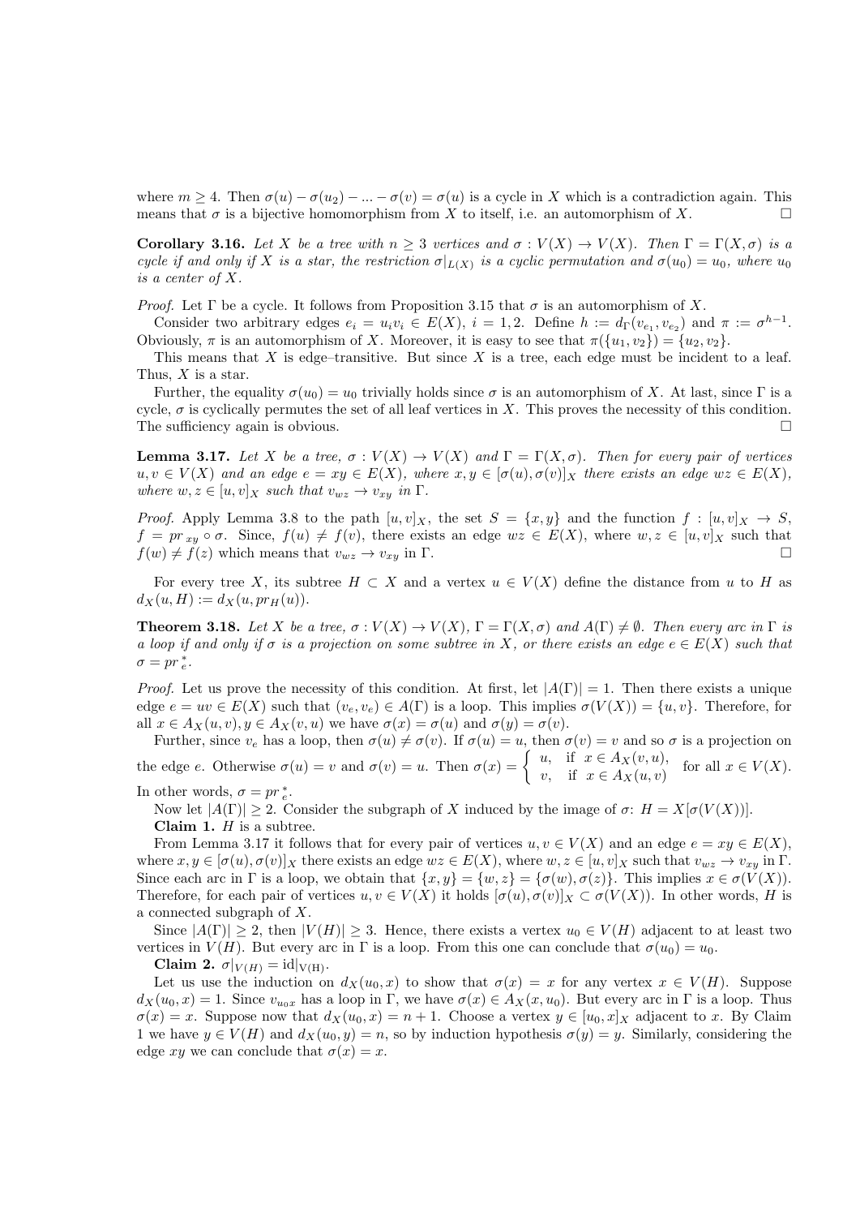where $m \geq 4$. Then $\sigma(u) - \sigma(u_2) - ... - \sigma(v) = \sigma(u)$ is a cycle in $X$ which is a contradiction again. This means that $\sigma$ is a bijective homomorphism from $X$ to itself, i.e. an automorphism of $X$. □

**Corollary 3.16.** *Let $X$ be a tree with $n \geq 3$ vertices and $\sigma : V(X) \to V(X)$. Then $\Gamma = \Gamma(X, \sigma)$ is a cycle if and only if $X$ is a star, the restriction $\sigma|_{L(X)}$ is a cyclic permutation and $\sigma(u_0) = u_0$, where $u_0$ is a center of $X$.*

*Proof.* Let $\Gamma$ be a cycle. It follows from Proposition 3.15 that $\sigma$ is an automorphism of $X$.

Consider two arbitrary edges $e_i = u_i v_i \in E(X)$, $i = 1, 2$. Define $h := d_\Gamma(v_{e_1}, v_{e_2})$ and $\pi := \sigma^{h-1}$. Obviously, $\pi$ is an automorphism of $X$. Moreover, it is easy to see that $\pi(\{u_1, v_2\}) = \{u_2, v_2\}$.

This means that $X$ is edge–transitive. But since $X$ is a tree, each edge must be incident to a leaf. Thus, $X$ is a star.

Further, the equality $\sigma(u_0) = u_0$ trivially holds since $\sigma$ is an automorphism of $X$. At last, since $\Gamma$ is a cycle, $\sigma$ is cyclically permutes the set of all leaf vertices in $X$. This proves the necessity of this condition. The sufficiency again is obvious. □

**Lemma 3.17.** *Let $X$ be a tree, $\sigma : V(X) \to V(X)$ and $\Gamma = \Gamma(X, \sigma)$. Then for every pair of vertices $u, v \in V(X)$ and an edge $e = xy \in E(X)$, where $x, y \in [\sigma(u), \sigma(v)]_X$ there exists an edge $wz \in E(X)$, where $w, z \in [u, v]_X$ such that $v_{wz} \to v_{xy}$ in $\Gamma$.*

*Proof.* Apply Lemma 3.8 to the path $[u, v]_X$, the set $S = \{x, y\}$ and the function $f : [u, v]_X \to S$, $f = pr_{xy} \circ \sigma$. Since, $f(u) \neq f(v)$, there exists an edge $wz \in E(X)$, where $w, z \in [u, v]_X$ such that $f(w) \neq f(z)$ which means that $v_{wz} \to v_{xy}$ in $\Gamma$. □

For every tree $X$, its subtree $H \subset X$ and a vertex $u \in V(X)$ define the distance from $u$ to $H$ as $d_X(u, H) := d_X(u, pr_H(u))$.

**Theorem 3.18.** *Let $X$ be a tree, $\sigma : V(X) \to V(X)$, $\Gamma = \Gamma(X, \sigma)$ and $A(\Gamma) \neq \emptyset$. Then every arc in $\Gamma$ is a loop if and only if $\sigma$ is a projection on some subtree in $X$, or there exists an edge $e \in E(X)$ such that $\sigma = pr^*_e$.*

*Proof.* Let us prove the necessity of this condition. At first, let $|A(\Gamma)| = 1$. Then there exists a unique edge $e = uv \in E(X)$ such that $(v_e, v_e) \in A(\Gamma)$ is a loop. This implies $\sigma(V(X)) = \{u, v\}$. Therefore, for all $x \in A_X(u, v), y \in A_X(v, u)$ we have $\sigma(x) = \sigma(u)$ and $\sigma(y) = \sigma(v)$.

Further, since $v_e$ has a loop, then $\sigma(u) \neq \sigma(v)$. If $\sigma(u) = u$, then $\sigma(v) = v$ and so $\sigma$ is a projection on the edge $e$. Otherwise $\sigma(u) = v$ and $\sigma(v) = u$. Then $\sigma(x) = \begin{cases} u, & \text{if } x \in A_X(v, u), \\ v, & \text{if } x \in A_X(u, v) \end{cases}$ for all $x \in V(X)$. In other words, $\sigma = pr^*_e$.

Now let $|A(\Gamma)| \geq 2$. Consider the subgraph of $X$ induced by the image of $\sigma$: $H = X[\sigma(V(X))]$.

**Claim 1.** $H$ is a subtree.

From Lemma 3.17 it follows that for every pair of vertices $u, v \in V(X)$ and an edge $e = xy \in E(X)$, where $x, y \in [\sigma(u), \sigma(v)]_X$ there exists an edge $wz \in E(X)$, where $w, z \in [u, v]_X$ such that $v_{wz} \to v_{xy}$ in $\Gamma$. Since each arc in $\Gamma$ is a loop, we obtain that $\{x, y\} = \{w, z\} = \{\sigma(w), \sigma(z)\}$. This implies $x \in \sigma(V(X))$. Therefore, for each pair of vertices $u, v \in V(X)$ it holds $[\sigma(u), \sigma(v)]_X \subset \sigma(V(X))$. In other words, $H$ is a connected subgraph of $X$.

Since $|A(\Gamma)| \geq 2$, then $|V(H)| \geq 3$. Hence, there exists a vertex $u_0 \in V(H)$ adjacent to at least two vertices in $V(H)$. But every arc in $\Gamma$ is a loop. From this one can conclude that $\sigma(u_0) = u_0$.

**Claim 2.** $\sigma|_{V(H)} = \mathrm{id}|_{V(H)}$.

Let us use the induction on $d_X(u_0, x)$ to show that $\sigma(x) = x$ for any vertex $x \in V(H)$. Suppose $d_X(u_0, x) = 1$. Since $v_{u_0 x}$ has a loop in $\Gamma$, we have $\sigma(x) \in A_X(x, u_0)$. But every arc in $\Gamma$ is a loop. Thus $\sigma(x) = x$. Suppose now that $d_X(u_0, x) = n + 1$. Choose a vertex $y \in [u_0, x]_X$ adjacent to $x$. By Claim 1 we have $y \in V(H)$ and $d_X(u_0, y) = n$, so by induction hypothesis $\sigma(y) = y$. Similarly, considering the edge $xy$ we can conclude that $\sigma(x) = x$.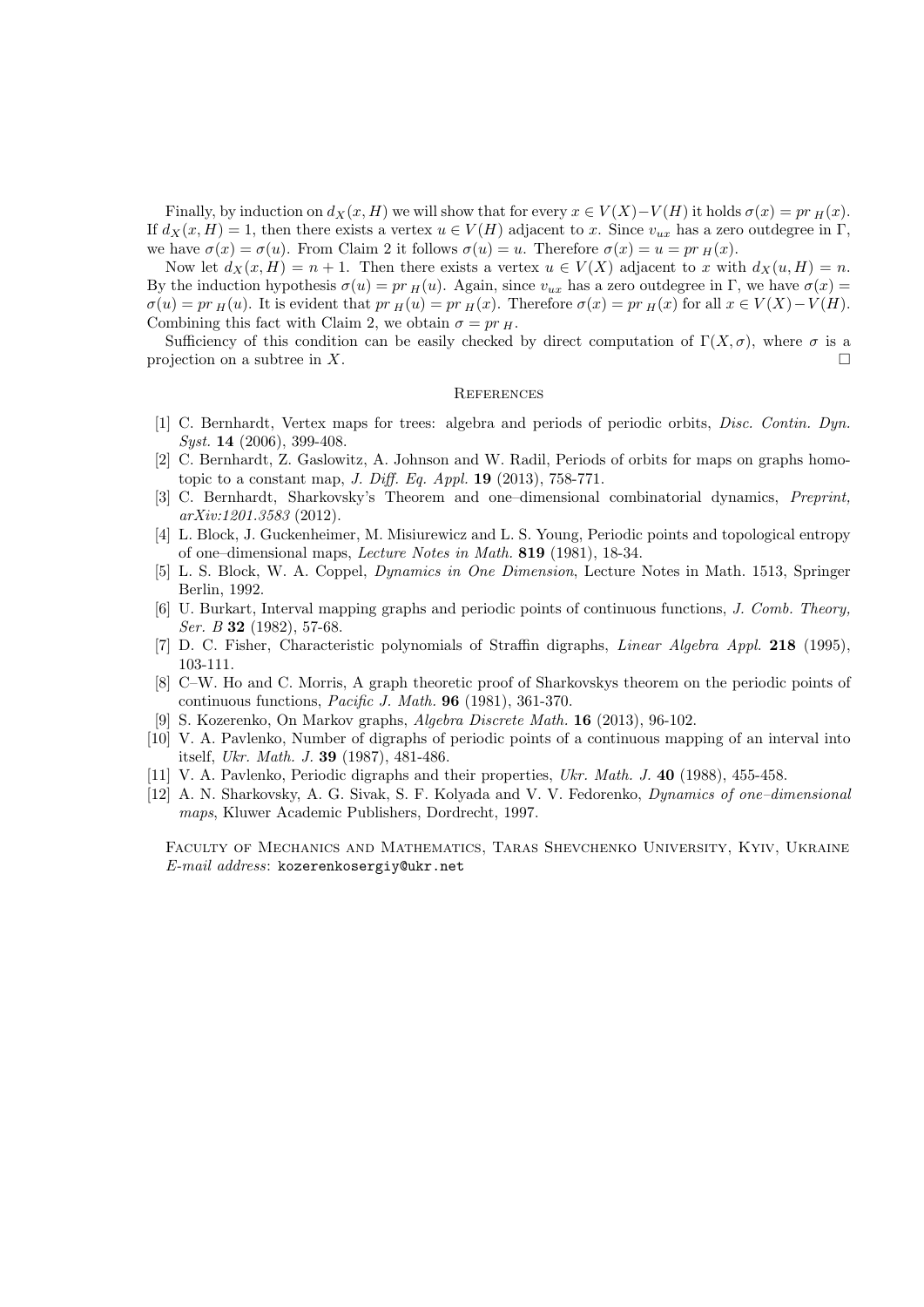Finally, by induction on $d_X(x, H)$ we will show that for every $x \in V(X) - V(H)$ it holds $\sigma(x) = pr_H(x)$. If $d_X(x, H) = 1$, then there exists a vertex $u \in V(H)$ adjacent to $x$. Since $v_{ux}$ has a zero outdegree in $\Gamma$, we have $\sigma(x) = \sigma(u)$. From Claim 2 it follows $\sigma(u) = u$. Therefore $\sigma(x) = u = pr_H(x)$.

Now let $d_X(x, H) = n + 1$. Then there exists a vertex $u \in V(X)$ adjacent to $x$ with $d_X(u, H) = n$. By the induction hypothesis $\sigma(u) = pr_H(u)$. Again, since $v_{ux}$ has a zero outdegree in $\Gamma$, we have $\sigma(x) = \sigma(u) = pr_H(u)$. It is evident that $pr_H(u) = pr_H(x)$. Therefore $\sigma(x) = pr_H(x)$ for all $x \in V(X) - V(H)$. Combining this fact with Claim 2, we obtain $\sigma = pr_H$.

Sufficiency of this condition can be easily checked by direct computation of $\Gamma(X, \sigma)$, where $\sigma$ is a projection on a subtree in $X$. □

## References

[1] C. Bernhardt, Vertex maps for trees: algebra and periods of periodic orbits, *Disc. Contin. Dyn. Syst.* **14** (2006), 399-408.

[2] C. Bernhardt, Z. Gaslowitz, A. Johnson and W. Radil, Periods of orbits for maps on graphs homotopic to a constant map, *J. Diff. Eq. Appl.* **19** (2013), 758-771.

[3] C. Bernhardt, Sharkovsky's Theorem and one–dimensional combinatorial dynamics, *Preprint, arXiv:1201.3583* (2012).

[4] L. Block, J. Guckenheimer, M. Misiurewicz and L. S. Young, Periodic points and topological entropy of one–dimensional maps, *Lecture Notes in Math.* **819** (1981), 18-34.

[5] L. S. Block, W. A. Coppel, *Dynamics in One Dimension*, Lecture Notes in Math. 1513, Springer Berlin, 1992.

[6] U. Burkart, Interval mapping graphs and periodic points of continuous functions, *J. Comb. Theory, Ser. B* **32** (1982), 57-68.

[7] D. C. Fisher, Characteristic polynomials of Straffin digraphs, *Linear Algebra Appl.* **218** (1995), 103-111.

[8] C–W. Ho and C. Morris, A graph theoretic proof of Sharkovskys theorem on the periodic points of continuous functions, *Pacific J. Math.* **96** (1981), 361-370.

[9] S. Kozerenko, On Markov graphs, *Algebra Discrete Math.* **16** (2013), 96-102.

[10] V. A. Pavlenko, Number of digraphs of periodic points of a continuous mapping of an interval into itself, *Ukr. Math. J.* **39** (1987), 481-486.

[11] V. A. Pavlenko, Periodic digraphs and their properties, *Ukr. Math. J.* **40** (1988), 455-458.

[12] A. N. Sharkovsky, A. G. Sivak, S. F. Kolyada and V. V. Fedorenko, *Dynamics of one–dimensional maps*, Kluwer Academic Publishers, Dordrecht, 1997.

Faculty of Mechanics and Mathematics, Taras Shevchenko University, Kyiv, Ukraine
*E-mail address*: kozerenkosergiy@ukr.net